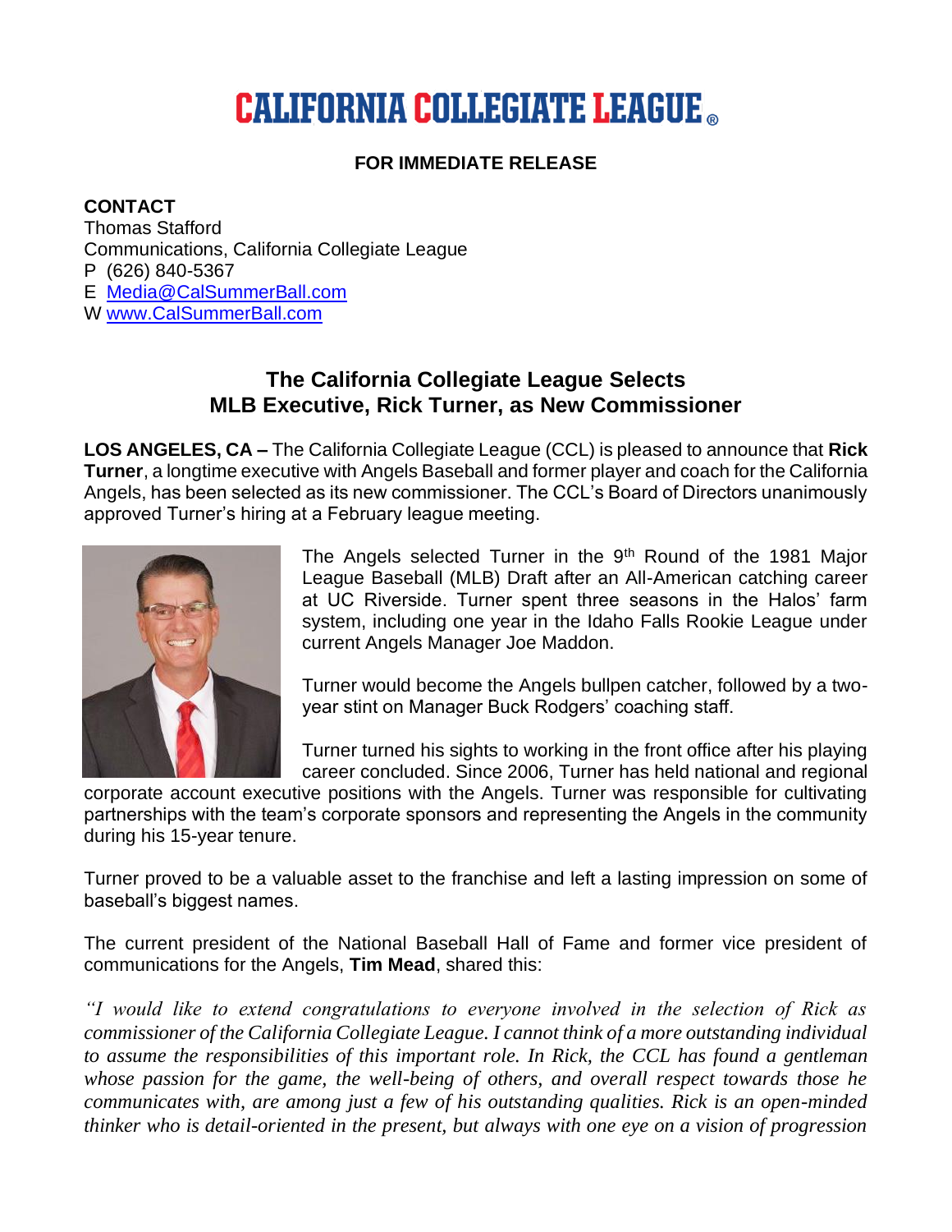# CALIFORNIA COLLEGIATE LEAGUE®

**FOR IMMEDIATE RELEASE**

**CONTACT**
Thomas Stafford
Communications, California Collegiate League
P (626) 840-5367
E Media@CalSummerBall.com
W www.CalSummerBall.com

## The California Collegiate League Selects MLB Executive, Rick Turner, as New Commissioner

**LOS ANGELES, CA –** The California Collegiate League (CCL) is pleased to announce that **Rick Turner**, a longtime executive with Angels Baseball and former player and coach for the California Angels, has been selected as its new commissioner. The CCL's Board of Directors unanimously approved Turner's hiring at a February league meeting.

The Angels selected Turner in the 9th Round of the 1981 Major League Baseball (MLB) Draft after an All-American catching career at UC Riverside. Turner spent three seasons in the Halos' farm system, including one year in the Idaho Falls Rookie League under current Angels Manager Joe Maddon.

Turner would become the Angels bullpen catcher, followed by a two-year stint on Manager Buck Rodgers' coaching staff.

Turner turned his sights to working in the front office after his playing career concluded. Since 2006, Turner has held national and regional corporate account executive positions with the Angels. Turner was responsible for cultivating partnerships with the team's corporate sponsors and representing the Angels in the community during his 15-year tenure.

Turner proved to be a valuable asset to the franchise and left a lasting impression on some of baseball's biggest names.

The current president of the National Baseball Hall of Fame and former vice president of communications for the Angels, **Tim Mead**, shared this:

*"I would like to extend congratulations to everyone involved in the selection of Rick as commissioner of the California Collegiate League. I cannot think of a more outstanding individual to assume the responsibilities of this important role. In Rick, the CCL has found a gentleman whose passion for the game, the well-being of others, and overall respect towards those he communicates with, are among just a few of his outstanding qualities. Rick is an open-minded thinker who is detail-oriented in the present, but always with one eye on a vision of progression*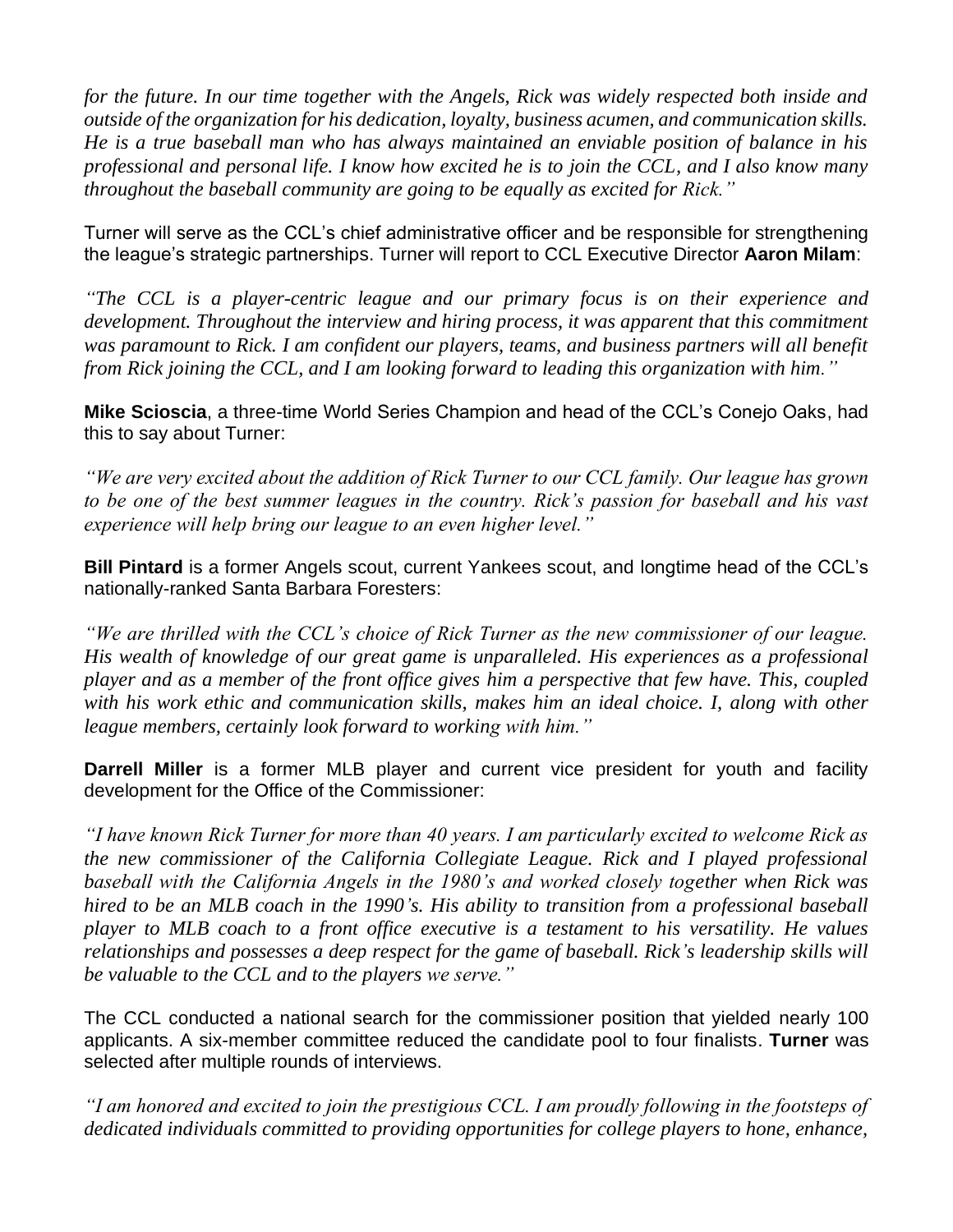*for the future. In our time together with the Angels, Rick was widely respected both inside and outside of the organization for his dedication, loyalty, business acumen, and communication skills. He is a true baseball man who has always maintained an enviable position of balance in his professional and personal life. I know how excited he is to join the CCL, and I also know many throughout the baseball community are going to be equally as excited for Rick."*

Turner will serve as the CCL's chief administrative officer and be responsible for strengthening the league's strategic partnerships. Turner will report to CCL Executive Director **Aaron Milam**:

*"The CCL is a player-centric league and our primary focus is on their experience and development. Throughout the interview and hiring process, it was apparent that this commitment was paramount to Rick. I am confident our players, teams, and business partners will all benefit from Rick joining the CCL, and I am looking forward to leading this organization with him."*

**Mike Scioscia**, a three-time World Series Champion and head of the CCL's Conejo Oaks, had this to say about Turner:

*"We are very excited about the addition of Rick Turner to our CCL family. Our league has grown to be one of the best summer leagues in the country. Rick's passion for baseball and his vast experience will help bring our league to an even higher level."*

**Bill Pintard** is a former Angels scout, current Yankees scout, and longtime head of the CCL's nationally-ranked Santa Barbara Foresters:

*"We are thrilled with the CCL's choice of Rick Turner as the new commissioner of our league. His wealth of knowledge of our great game is unparalleled. His experiences as a professional player and as a member of the front office gives him a perspective that few have. This, coupled with his work ethic and communication skills, makes him an ideal choice. I, along with other league members, certainly look forward to working with him."*

**Darrell Miller** is a former MLB player and current vice president for youth and facility development for the Office of the Commissioner:

*"I have known Rick Turner for more than 40 years. I am particularly excited to welcome Rick as the new commissioner of the California Collegiate League. Rick and I played professional baseball with the California Angels in the 1980's and worked closely together when Rick was hired to be an MLB coach in the 1990's. His ability to transition from a professional baseball player to MLB coach to a front office executive is a testament to his versatility. He values relationships and possesses a deep respect for the game of baseball. Rick's leadership skills will be valuable to the CCL and to the players we serve."*

The CCL conducted a national search for the commissioner position that yielded nearly 100 applicants. A six-member committee reduced the candidate pool to four finalists. **Turner** was selected after multiple rounds of interviews.

*"I am honored and excited to join the prestigious CCL. I am proudly following in the footsteps of dedicated individuals committed to providing opportunities for college players to hone, enhance,*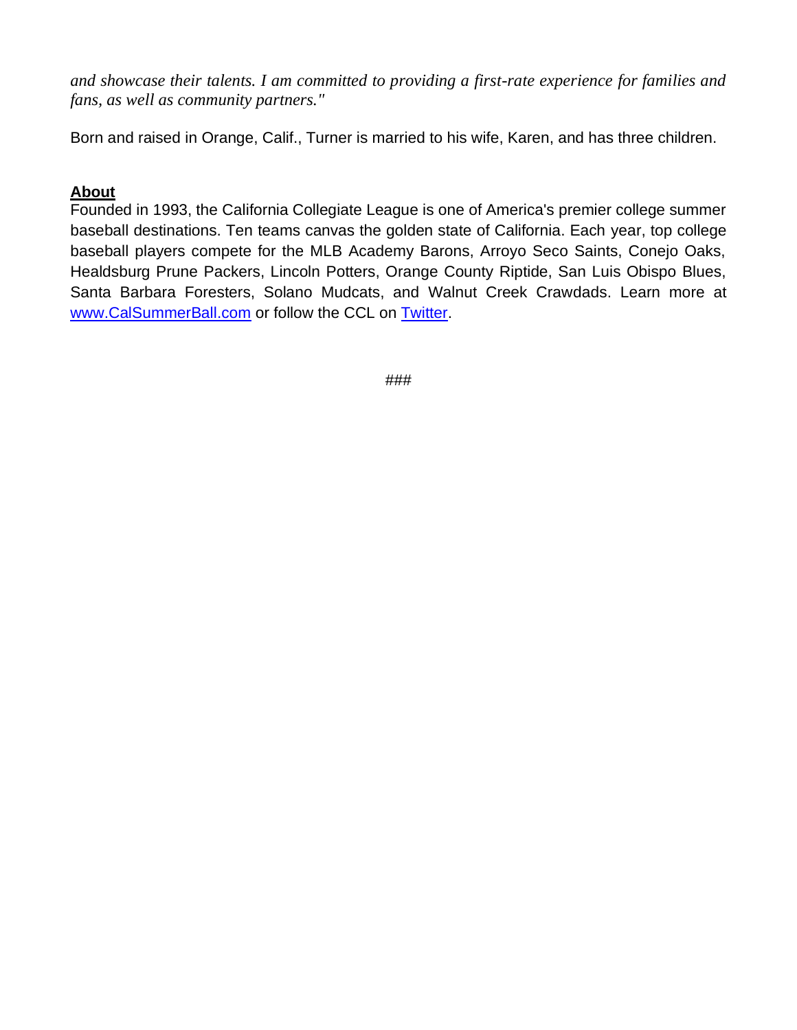*and showcase their talents. I am committed to providing a first-rate experience for families and fans, as well as community partners."*

Born and raised in Orange, Calif., Turner is married to his wife, Karen, and has three children.

**About**

Founded in 1993, the California Collegiate League is one of America's premier college summer baseball destinations. Ten teams canvas the golden state of California. Each year, top college baseball players compete for the MLB Academy Barons, Arroyo Seco Saints, Conejo Oaks, Healdsburg Prune Packers, Lincoln Potters, Orange County Riptide, San Luis Obispo Blues, Santa Barbara Foresters, Solano Mudcats, and Walnut Creek Crawdads. Learn more at www.CalSummerBall.com or follow the CCL on Twitter.

###